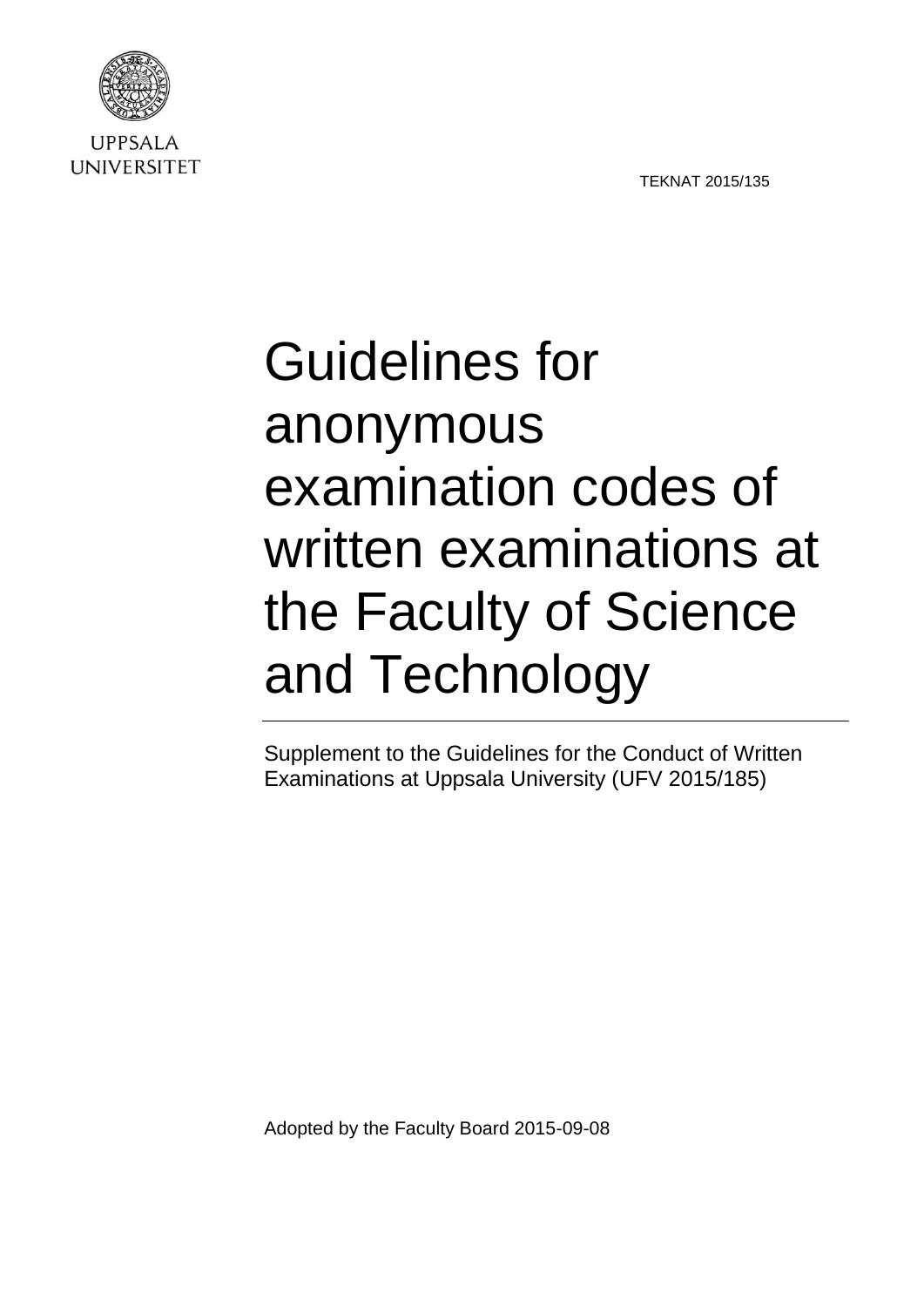UPPSALA UNIVERSITET

TEKNAT 2015/135

# Guidelines for anonymous examination codes of written examinations at the Faculty of Science and Technology

Supplement to the Guidelines for the Conduct of Written Examinations at Uppsala University (UFV 2015/185)

Adopted by the Faculty Board 2015-09-08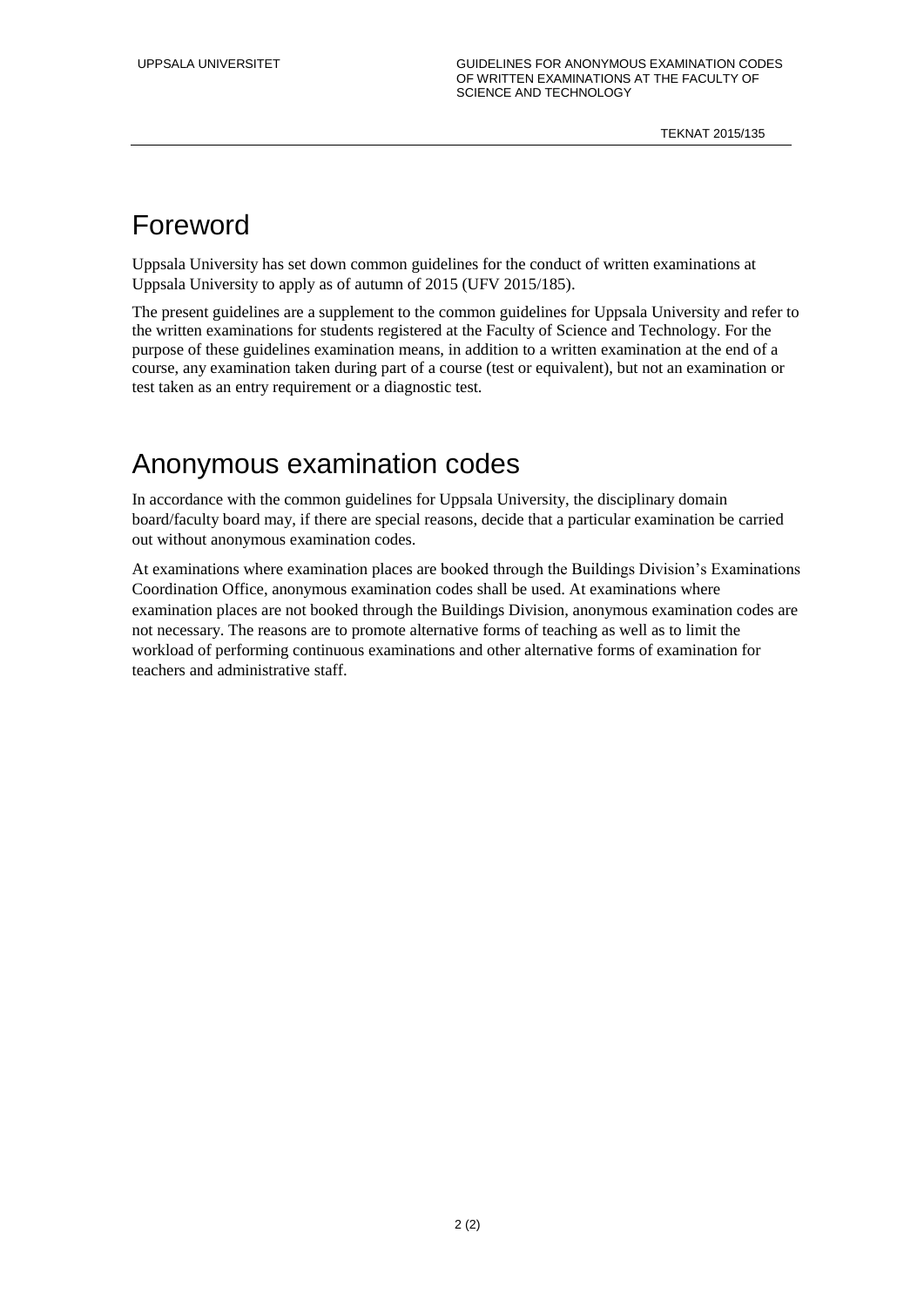# Foreword

Uppsala University has set down common guidelines for the conduct of written examinations at Uppsala University to apply as of autumn of 2015 (UFV 2015/185).

The present guidelines are a supplement to the common guidelines for Uppsala University and refer to the written examinations for students registered at the Faculty of Science and Technology. For the purpose of these guidelines examination means, in addition to a written examination at the end of a course, any examination taken during part of a course (test or equivalent), but not an examination or test taken as an entry requirement or a diagnostic test.

# Anonymous examination codes

In accordance with the common guidelines for Uppsala University, the disciplinary domain board/faculty board may, if there are special reasons, decide that a particular examination be carried out without anonymous examination codes.

At examinations where examination places are booked through the Buildings Division's Examinations Coordination Office, anonymous examination codes shall be used. At examinations where examination places are not booked through the Buildings Division, anonymous examination codes are not necessary. The reasons are to promote alternative forms of teaching as well as to limit the workload of performing continuous examinations and other alternative forms of examination for teachers and administrative staff.